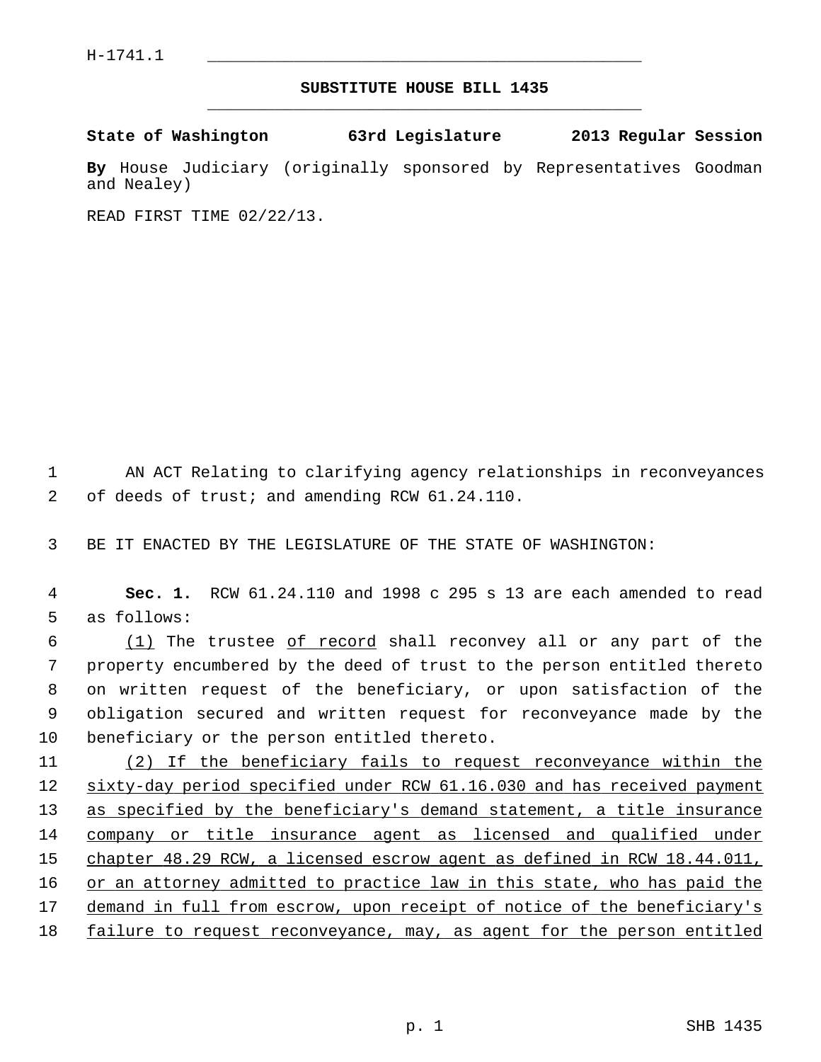H-1741.1

**SUBSTITUTE HOUSE BILL 1435**

**State of Washington 63rd Legislature 2013 Regular Session**

**By** House Judiciary (originally sponsored by Representatives Goodman and Nealey)

READ FIRST TIME 02/22/13.

AN ACT Relating to clarifying agency relationships in reconveyances of deeds of trust; and amending RCW 61.24.110.

BE IT ENACTED BY THE LEGISLATURE OF THE STATE OF WASHINGTON:

**Sec. 1.** RCW 61.24.110 and 1998 c 295 s 13 are each amended to read as follows:

<u>(1)</u> The trustee <u>of record</u> shall reconvey all or any part of the property encumbered by the deed of trust to the person entitled thereto on written request of the beneficiary, or upon satisfaction of the obligation secured and written request for reconveyance made by the beneficiary or the person entitled thereto.

<u>(2) If the beneficiary fails to request reconveyance within the sixty-day period specified under RCW 61.16.030 and has received payment as specified by the beneficiary's demand statement, a title insurance company or title insurance agent as licensed and qualified under chapter 48.29 RCW, a licensed escrow agent as defined in RCW 18.44.011, or an attorney admitted to practice law in this state, who has paid the demand in full from escrow, upon receipt of notice of the beneficiary's failure to request reconveyance, may, as agent for the person entitled</u>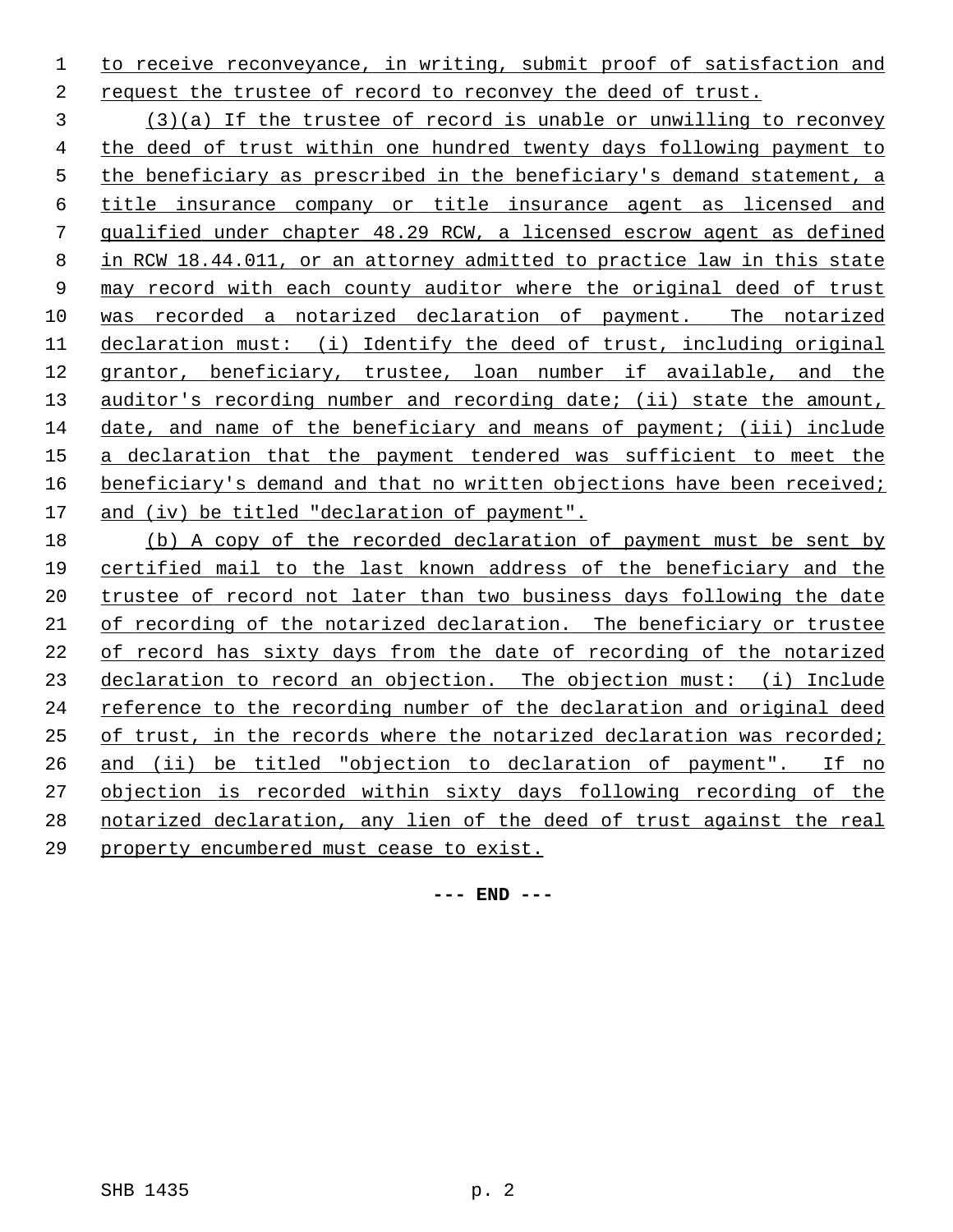to receive reconveyance, in writing, submit proof of satisfaction and request the trustee of record to reconvey the deed of trust.

(3)(a) If the trustee of record is unable or unwilling to reconvey the deed of trust within one hundred twenty days following payment to the beneficiary as prescribed in the beneficiary's demand statement, a title insurance company or title insurance agent as licensed and qualified under chapter 48.29 RCW, a licensed escrow agent as defined in RCW 18.44.011, or an attorney admitted to practice law in this state may record with each county auditor where the original deed of trust was recorded a notarized declaration of payment. The notarized declaration must: (i) Identify the deed of trust, including original grantor, beneficiary, trustee, loan number if available, and the auditor's recording number and recording date; (ii) state the amount, date, and name of the beneficiary and means of payment; (iii) include a declaration that the payment tendered was sufficient to meet the beneficiary's demand and that no written objections have been received; and (iv) be titled "declaration of payment".

(b) A copy of the recorded declaration of payment must be sent by certified mail to the last known address of the beneficiary and the trustee of record not later than two business days following the date of recording of the notarized declaration. The beneficiary or trustee of record has sixty days from the date of recording of the notarized declaration to record an objection. The objection must: (i) Include reference to the recording number of the declaration and original deed of trust, in the records where the notarized declaration was recorded; and (ii) be titled "objection to declaration of payment". If no objection is recorded within sixty days following recording of the notarized declaration, any lien of the deed of trust against the real property encumbered must cease to exist.

**--- END ---**